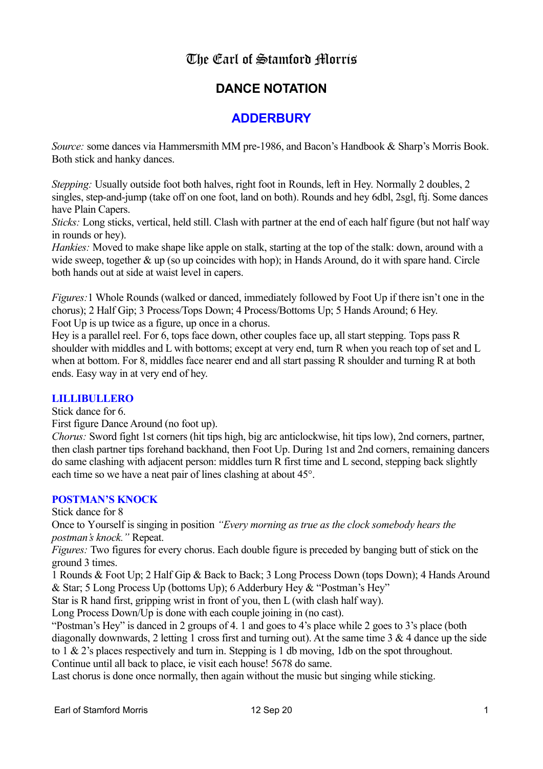# The Earl of Stamford Morris

## DANCE NOTATION

## ADDERBURY

*Source:* some dances via Hammersmith MM pre-1986, and Bacon's Handbook & Sharp's Morris Book. Both stick and hanky dances.

*Stepping:* Usually outside foot both halves, right foot in Rounds, left in Hey. Normally 2 doubles, 2 singles, step-and-jump (take off on one foot, land on both). Rounds and hey 6dbl, 2sgl, ftj. Some dances have Plain Capers.
*Sticks:* Long sticks, vertical, held still. Clash with partner at the end of each half figure (but not half way in rounds or hey).
*Hankies:* Moved to make shape like apple on stalk, starting at the top of the stalk: down, around with a wide sweep, together & up (so up coincides with hop); in Hands Around, do it with spare hand. Circle both hands out at side at waist level in capers.

*Figures:* 1 Whole Rounds (walked or danced, immediately followed by Foot Up if there isn't one in the chorus); 2 Half Gip; 3 Process/Tops Down; 4 Process/Bottoms Up; 5 Hands Around; 6 Hey.
Foot Up is up twice as a figure, up once in a chorus.
Hey is a parallel reel. For 6, tops face down, other couples face up, all start stepping. Tops pass R shoulder with middles and L with bottoms; except at very end, turn R when you reach top of set and L when at bottom. For 8, middles face nearer end and all start passing R shoulder and turning R at both ends. Easy way in at very end of hey.

### LILLIBULLERO

Stick dance for 6.
First figure Dance Around (no foot up).
*Chorus:* Sword fight 1st corners (hit tips high, big arc anticlockwise, hit tips low), 2nd corners, partner, then clash partner tips forehand backhand, then Foot Up. During 1st and 2nd corners, remaining dancers do same clashing with adjacent person: middles turn R first time and L second, stepping back slightly each time so we have a neat pair of lines clashing at about 45°.

### POSTMAN'S KNOCK

Stick dance for 8
Once to Yourself is singing in position *"Every morning as true as the clock somebody hears the postman's knock."* Repeat.
*Figures:* Two figures for every chorus. Each double figure is preceded by banging butt of stick on the ground 3 times.
1 Rounds & Foot Up; 2 Half Gip & Back to Back; 3 Long Process Down (tops Down); 4 Hands Around & Star; 5 Long Process Up (bottoms Up); 6 Adderbury Hey & "Postman's Hey"
Star is R hand first, gripping wrist in front of you, then L (with clash half way).
Long Process Down/Up is done with each couple joining in (no cast).
"Postman's Hey" is danced in 2 groups of 4. 1 and goes to 4's place while 2 goes to 3's place (both diagonally downwards, 2 letting 1 cross first and turning out). At the same time 3 & 4 dance up the side to 1 & 2's places respectively and turn in. Stepping is 1 db moving, 1db on the spot throughout. Continue until all back to place, ie visit each house! 5678 do same.
Last chorus is done once normally, then again without the music but singing while sticking.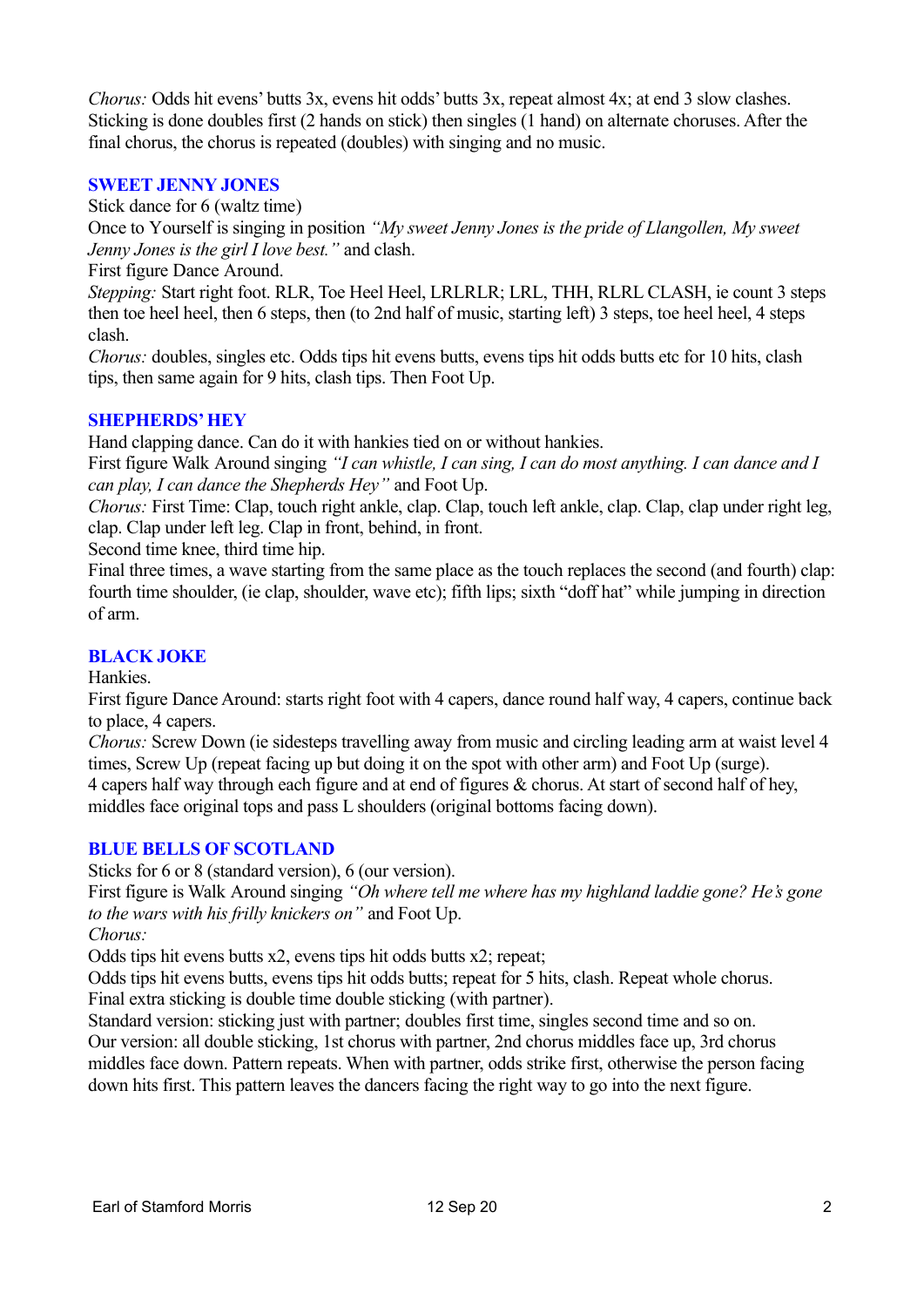*Chorus:* Odds hit evens' butts 3x, evens hit odds' butts 3x, repeat almost 4x; at end 3 slow clashes. Sticking is done doubles first (2 hands on stick) then singles (1 hand) on alternate choruses. After the final chorus, the chorus is repeated (doubles) with singing and no music.

### SWEET JENNY JONES

Stick dance for 6 (waltz time)

Once to Yourself is singing in position *"My sweet Jenny Jones is the pride of Llangollen, My sweet Jenny Jones is the girl I love best."* and clash.

First figure Dance Around.

*Stepping:* Start right foot. RLR, Toe Heel Heel, LRLRLR; LRL, THH, RLRL CLASH, ie count 3 steps then toe heel heel, then 6 steps, then (to 2nd half of music, starting left) 3 steps, toe heel heel, 4 steps clash.

*Chorus:* doubles, singles etc. Odds tips hit evens butts, evens tips hit odds butts etc for 10 hits, clash tips, then same again for 9 hits, clash tips. Then Foot Up.

### SHEPHERDS' HEY

Hand clapping dance. Can do it with hankies tied on or without hankies.

First figure Walk Around singing *"I can whistle, I can sing, I can do most anything. I can dance and I can play, I can dance the Shepherds Hey"* and Foot Up.

*Chorus:* First Time: Clap, touch right ankle, clap. Clap, touch left ankle, clap. Clap, clap under right leg, clap. Clap under left leg. Clap in front, behind, in front.

Second time knee, third time hip.

Final three times, a wave starting from the same place as the touch replaces the second (and fourth) clap: fourth time shoulder, (ie clap, shoulder, wave etc); fifth lips; sixth "doff hat" while jumping in direction of arm.

### BLACK JOKE

Hankies.

First figure Dance Around: starts right foot with 4 capers, dance round half way, 4 capers, continue back to place, 4 capers.

*Chorus:* Screw Down (ie sidesteps travelling away from music and circling leading arm at waist level 4 times, Screw Up (repeat facing up but doing it on the spot with other arm) and Foot Up (surge).

4 capers half way through each figure and at end of figures & chorus. At start of second half of hey, middles face original tops and pass L shoulders (original bottoms facing down).

### BLUE BELLS OF SCOTLAND

Sticks for 6 or 8 (standard version), 6 (our version).

First figure is Walk Around singing *"Oh where tell me where has my highland laddie gone? He's gone to the wars with his frilly knickers on"* and Foot Up.

*Chorus:*

Odds tips hit evens butts x2, evens tips hit odds butts x2; repeat;

Odds tips hit evens butts, evens tips hit odds butts; repeat for 5 hits, clash. Repeat whole chorus.

Final extra sticking is double time double sticking (with partner).

Standard version: sticking just with partner; doubles first time, singles second time and so on.

Our version: all double sticking, 1st chorus with partner, 2nd chorus middles face up, 3rd chorus middles face down. Pattern repeats. When with partner, odds strike first, otherwise the person facing down hits first. This pattern leaves the dancers facing the right way to go into the next figure.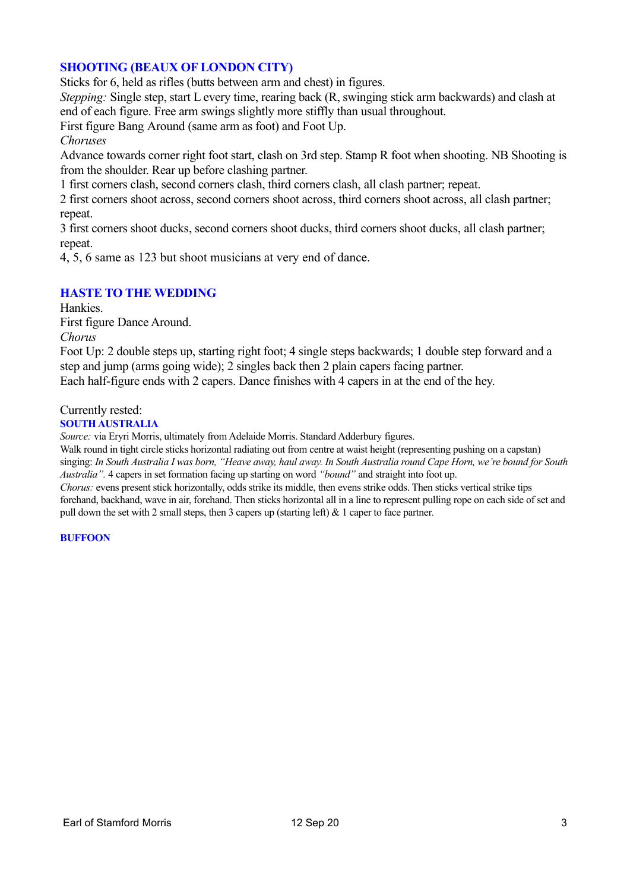## SHOOTING (BEAUX OF LONDON CITY)

Sticks for 6, held as rifles (butts between arm and chest) in figures.

*Stepping:* Single step, start L every time, rearing back (R, swinging stick arm backwards) and clash at end of each figure. Free arm swings slightly more stiffly than usual throughout.

First figure Bang Around (same arm as foot) and Foot Up.

*Choruses*

Advance towards corner right foot start, clash on 3rd step. Stamp R foot when shooting. NB Shooting is from the shoulder. Rear up before clashing partner.

1 first corners clash, second corners clash, third corners clash, all clash partner; repeat.

2 first corners shoot across, second corners shoot across, third corners shoot across, all clash partner; repeat.

3 first corners shoot ducks, second corners shoot ducks, third corners shoot ducks, all clash partner; repeat.

4, 5, 6 same as 123 but shoot musicians at very end of dance.

## HASTE TO THE WEDDING

Hankies.

First figure Dance Around.

*Chorus*

Foot Up: 2 double steps up, starting right foot; 4 single steps backwards; 1 double step forward and a step and jump (arms going wide); 2 singles back then 2 plain capers facing partner.

Each half-figure ends with 2 capers. Dance finishes with 4 capers in at the end of the hey.

Currently rested:

### SOUTH AUSTRALIA

*Source:* via Eryri Morris, ultimately from Adelaide Morris. Standard Adderbury figures.

Walk round in tight circle sticks horizontal radiating out from centre at waist height (representing pushing on a capstan) singing: *In South Australia I was born, "Heave away, haul away. In South Australia round Cape Horn, we're bound for South Australia".* 4 capers in set formation facing up starting on word *"bound"* and straight into foot up.

*Chorus:* evens present stick horizontally, odds strike its middle, then evens strike odds. Then sticks vertical strike tips forehand, backhand, wave in air, forehand. Then sticks horizontal all in a line to represent pulling rope on each side of set and pull down the set with 2 small steps, then 3 capers up (starting left) & 1 caper to face partner.

### BUFFOON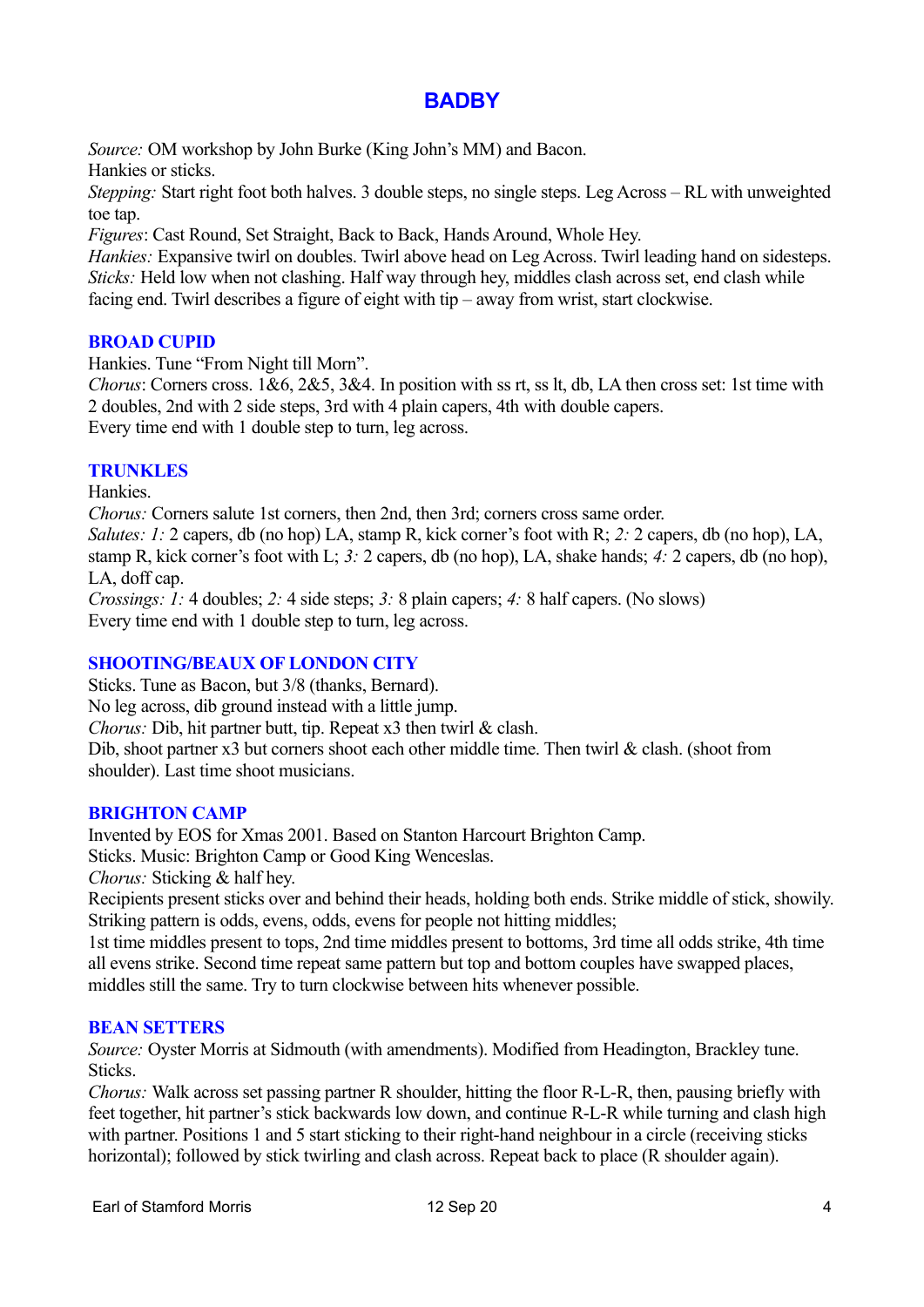## BADBY

*Source:* OM workshop by John Burke (King John's MM) and Bacon.
Hankies or sticks.
*Stepping:* Start right foot both halves. 3 double steps, no single steps. Leg Across – RL with unweighted toe tap.
*Figures*: Cast Round, Set Straight, Back to Back, Hands Around, Whole Hey.
*Hankies:* Expansive twirl on doubles. Twirl above head on Leg Across. Twirl leading hand on sidesteps.
*Sticks:* Held low when not clashing. Half way through hey, middles clash across set, end clash while facing end. Twirl describes a figure of eight with tip – away from wrist, start clockwise.

### BROAD CUPID

Hankies. Tune "From Night till Morn".
*Chorus*: Corners cross. 1&6, 2&5, 3&4. In position with ss rt, ss lt, db, LA then cross set: 1st time with 2 doubles, 2nd with 2 side steps, 3rd with 4 plain capers, 4th with double capers.
Every time end with 1 double step to turn, leg across.

### TRUNKLES

Hankies.
*Chorus:* Corners salute 1st corners, then 2nd, then 3rd; corners cross same order.
*Salutes: 1:* 2 capers, db (no hop) LA, stamp R, kick corner's foot with R; *2:* 2 capers, db (no hop), LA, stamp R, kick corner's foot with L; *3:* 2 capers, db (no hop), LA, shake hands; *4:* 2 capers, db (no hop), LA, doff cap.
*Crossings: 1:* 4 doubles; *2:* 4 side steps; *3:* 8 plain capers; *4:* 8 half capers. (No slows)
Every time end with 1 double step to turn, leg across.

### SHOOTING/BEAUX OF LONDON CITY

Sticks. Tune as Bacon, but 3/8 (thanks, Bernard).
No leg across, dib ground instead with a little jump.
*Chorus:* Dib, hit partner butt, tip. Repeat x3 then twirl & clash.
Dib, shoot partner x3 but corners shoot each other middle time. Then twirl & clash. (shoot from shoulder). Last time shoot musicians.

### BRIGHTON CAMP

Invented by EOS for Xmas 2001. Based on Stanton Harcourt Brighton Camp.
Sticks. Music: Brighton Camp or Good King Wenceslas.
*Chorus:* Sticking & half hey.
Recipients present sticks over and behind their heads, holding both ends. Strike middle of stick, showily. Striking pattern is odds, evens, odds, evens for people not hitting middles;
1st time middles present to tops, 2nd time middles present to bottoms, 3rd time all odds strike, 4th time all evens strike. Second time repeat same pattern but top and bottom couples have swapped places, middles still the same. Try to turn clockwise between hits whenever possible.

### BEAN SETTERS

*Source:* Oyster Morris at Sidmouth (with amendments). Modified from Headington, Brackley tune.
Sticks.
*Chorus:* Walk across set passing partner R shoulder, hitting the floor R-L-R, then, pausing briefly with feet together, hit partner's stick backwards low down, and continue R-L-R while turning and clash high with partner. Positions 1 and 5 start sticking to their right-hand neighbour in a circle (receiving sticks horizontal); followed by stick twirling and clash across. Repeat back to place (R shoulder again).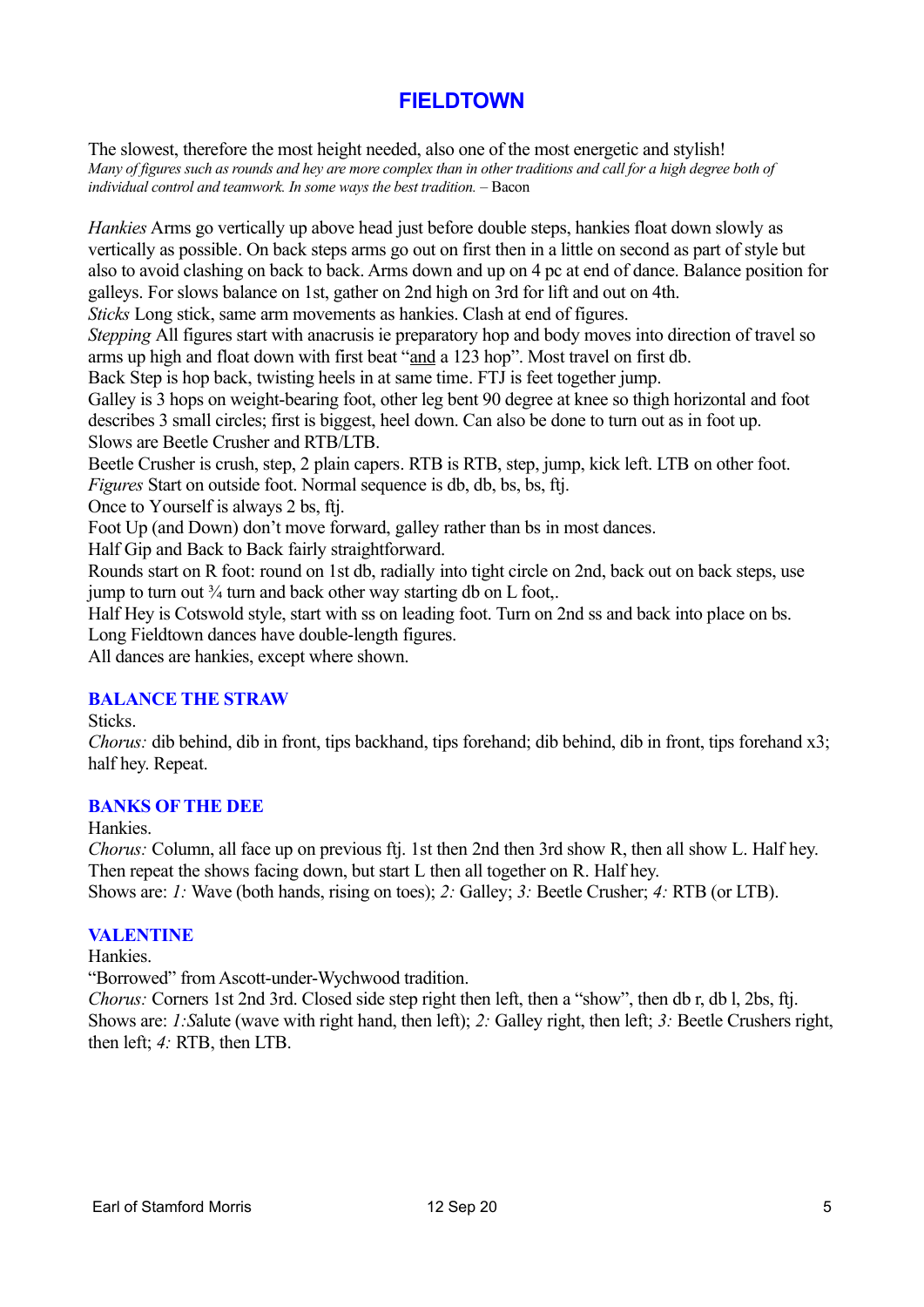# FIELDTOWN

The slowest, therefore the most height needed, also one of the most energetic and stylish!
*Many of figures such as rounds and hey are more complex than in other traditions and call for a high degree both of individual control and teamwork. In some ways the best tradition.* – Bacon

*Hankies* Arms go vertically up above head just before double steps, hankies float down slowly as vertically as possible. On back steps arms go out on first then in a little on second as part of style but also to avoid clashing on back to back. Arms down and up on 4 pc at end of dance. Balance position for galleys. For slows balance on 1st, gather on 2nd high on 3rd for lift and out on 4th.
*Sticks* Long stick, same arm movements as hankies. Clash at end of figures.
*Stepping* All figures start with anacrusis ie preparatory hop and body moves into direction of travel so arms up high and float down with first beat "and a 123 hop". Most travel on first db.
Back Step is hop back, twisting heels in at same time. FTJ is feet together jump.
Galley is 3 hops on weight-bearing foot, other leg bent 90 degree at knee so thigh horizontal and foot describes 3 small circles; first is biggest, heel down. Can also be done to turn out as in foot up.
Slows are Beetle Crusher and RTB/LTB.
Beetle Crusher is crush, step, 2 plain capers. RTB is RTB, step, jump, kick left. LTB on other foot.
*Figures* Start on outside foot. Normal sequence is db, db, bs, bs, ftj.
Once to Yourself is always 2 bs, ftj.
Foot Up (and Down) don't move forward, galley rather than bs in most dances.
Half Gip and Back to Back fairly straightforward.
Rounds start on R foot: round on 1st db, radially into tight circle on 2nd, back out on back steps, use jump to turn out ¾ turn and back other way starting db on L foot,.
Half Hey is Cotswold style, start with ss on leading foot. Turn on 2nd ss and back into place on bs.
Long Fieldtown dances have double-length figures.
All dances are hankies, except where shown.

## BALANCE THE STRAW

Sticks.
*Chorus:* dib behind, dib in front, tips backhand, tips forehand; dib behind, dib in front, tips forehand x3; half hey. Repeat.

## BANKS OF THE DEE

Hankies.
*Chorus:* Column, all face up on previous ftj. 1st then 2nd then 3rd show R, then all show L. Half hey. Then repeat the shows facing down, but start L then all together on R. Half hey.
Shows are: *1:* Wave (both hands, rising on toes); *2:* Galley; *3:* Beetle Crusher; *4:* RTB (or LTB).

## VALENTINE

Hankies.
"Borrowed" from Ascott-under-Wychwood tradition.
*Chorus:* Corners 1st 2nd 3rd. Closed side step right then left, then a "show", then db r, db l, 2bs, ftj.
Shows are: *1:*Salute (wave with right hand, then left); *2:* Galley right, then left; *3:* Beetle Crushers right, then left; *4:* RTB, then LTB.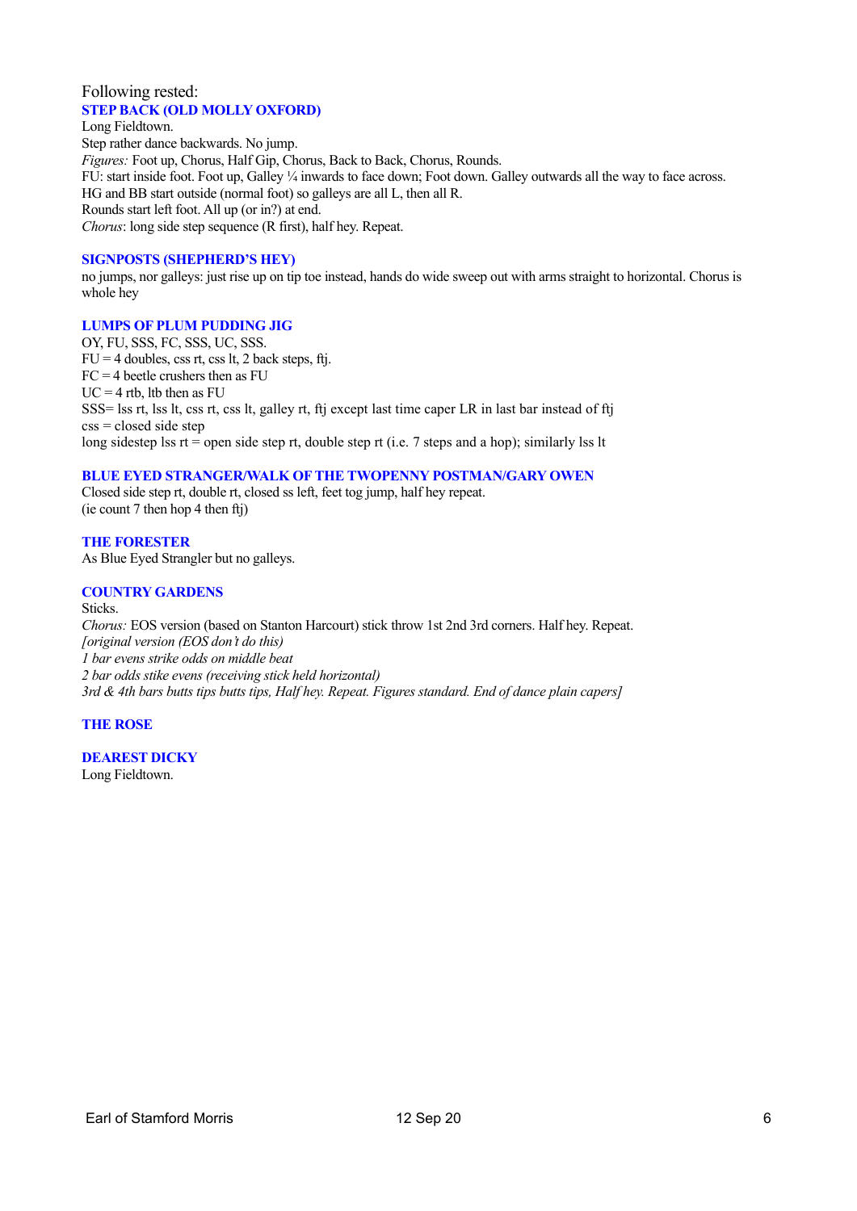Following rested:

### STEP BACK (OLD MOLLY OXFORD)

Long Fieldtown.
Step rather dance backwards. No jump.
*Figures:* Foot up, Chorus, Half Gip, Chorus, Back to Back, Chorus, Rounds.
FU: start inside foot. Foot up, Galley ¼ inwards to face down; Foot down. Galley outwards all the way to face across.
HG and BB start outside (normal foot) so galleys are all L, then all R.
Rounds start left foot. All up (or in?) at end.
*Chorus*: long side step sequence (R first), half hey. Repeat.

### SIGNPOSTS (SHEPHERD'S HEY)

no jumps, nor galleys: just rise up on tip toe instead, hands do wide sweep out with arms straight to horizontal. Chorus is whole hey

### LUMPS OF PLUM PUDDING JIG

OY, FU, SSS, FC, SSS, UC, SSS.
FU = 4 doubles, css rt, css lt, 2 back steps, ftj.
FC = 4 beetle crushers then as FU
UC = 4 rtb, ltb then as FU
SSS= lss rt, lss lt, css rt, css lt, galley rt, ftj except last time caper LR in last bar instead of ftj
css = closed side step
long sidestep lss rt = open side step rt, double step rt (i.e. 7 steps and a hop); similarly lss lt

### BLUE EYED STRANGER/WALK OF THE TWOPENNY POSTMAN/GARY OWEN

Closed side step rt, double rt, closed ss left, feet tog jump, half hey repeat.
(ie count 7 then hop 4 then ftj)

### THE FORESTER

As Blue Eyed Strangler but no galleys.

### COUNTRY GARDENS

Sticks.
*Chorus:* EOS version (based on Stanton Harcourt) stick throw 1st 2nd 3rd corners. Half hey. Repeat.
*[original version (EOS don't do this)*
*1 bar evens strike odds on middle beat*
*2 bar odds stike evens (receiving stick held horizontal)*
*3rd & 4th bars butts tips butts tips, Half hey. Repeat. Figures standard. End of dance plain capers]*

### THE ROSE

### DEAREST DICKY

Long Fieldtown.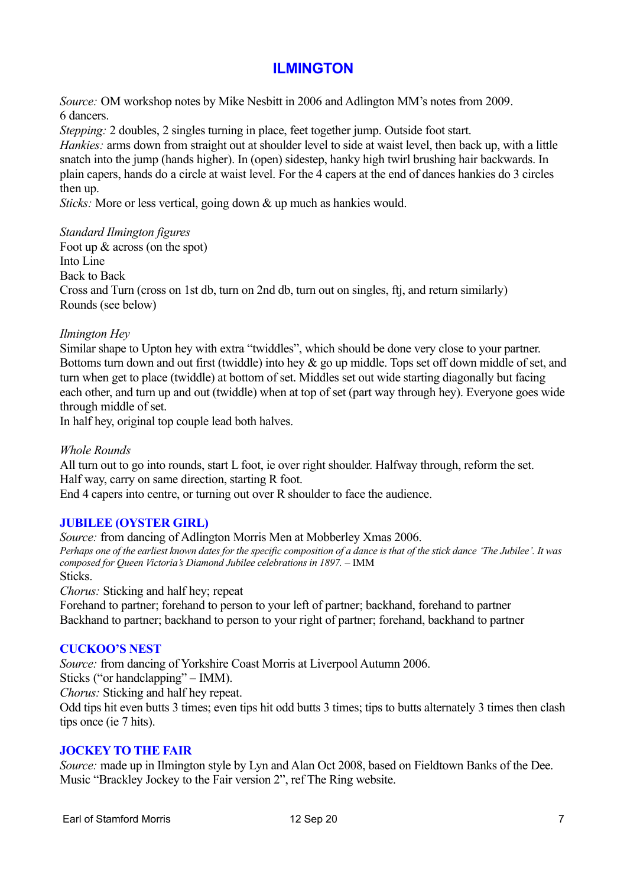# ILMINGTON

*Source:* OM workshop notes by Mike Nesbitt in 2006 and Adlington MM's notes from 2009.
6 dancers.
*Stepping:* 2 doubles, 2 singles turning in place, feet together jump. Outside foot start.
*Hankies:* arms down from straight out at shoulder level to side at waist level, then back up, with a little snatch into the jump (hands higher). In (open) sidestep, hanky high twirl brushing hair backwards. In plain capers, hands do a circle at waist level. For the 4 capers at the end of dances hankies do 3 circles then up.
*Sticks:* More or less vertical, going down & up much as hankies would.

*Standard Ilmington figures*
Foot up & across (on the spot)
Into Line
Back to Back
Cross and Turn (cross on 1st db, turn on 2nd db, turn out on singles, ftj, and return similarly)
Rounds (see below)

*Ilmington Hey*
Similar shape to Upton hey with extra "twiddles", which should be done very close to your partner. Bottoms turn down and out first (twiddle) into hey & go up middle. Tops set off down middle of set, and turn when get to place (twiddle) at bottom of set. Middles set out wide starting diagonally but facing each other, and turn up and out (twiddle) when at top of set (part way through hey). Everyone goes wide through middle of set.
In half hey, original top couple lead both halves.

*Whole Rounds*
All turn out to go into rounds, start L foot, ie over right shoulder. Halfway through, reform the set. Half way, carry on same direction, starting R foot.
End 4 capers into centre, or turning out over R shoulder to face the audience.

## JUBILEE (OYSTER GIRL)

*Source:* from dancing of Adlington Morris Men at Mobberley Xmas 2006.
*Perhaps one of the earliest known dates for the specific composition of a dance is that of the stick dance 'The Jubilee'. It was composed for Queen Victoria's Diamond Jubilee celebrations in 1897. –* IMM
Sticks.
*Chorus:* Sticking and half hey; repeat
Forehand to partner; forehand to person to your left of partner; backhand, forehand to partner
Backhand to partner; backhand to person to your right of partner; forehand, backhand to partner

## CUCKOO'S NEST

*Source:* from dancing of Yorkshire Coast Morris at Liverpool Autumn 2006.
Sticks ("or handclapping" – IMM).
*Chorus:* Sticking and half hey repeat.
Odd tips hit even butts 3 times; even tips hit odd butts 3 times; tips to butts alternately 3 times then clash tips once (ie 7 hits).

## JOCKEY TO THE FAIR

*Source:* made up in Ilmington style by Lyn and Alan Oct 2008, based on Fieldtown Banks of the Dee. Music "Brackley Jockey to the Fair version 2", ref The Ring website.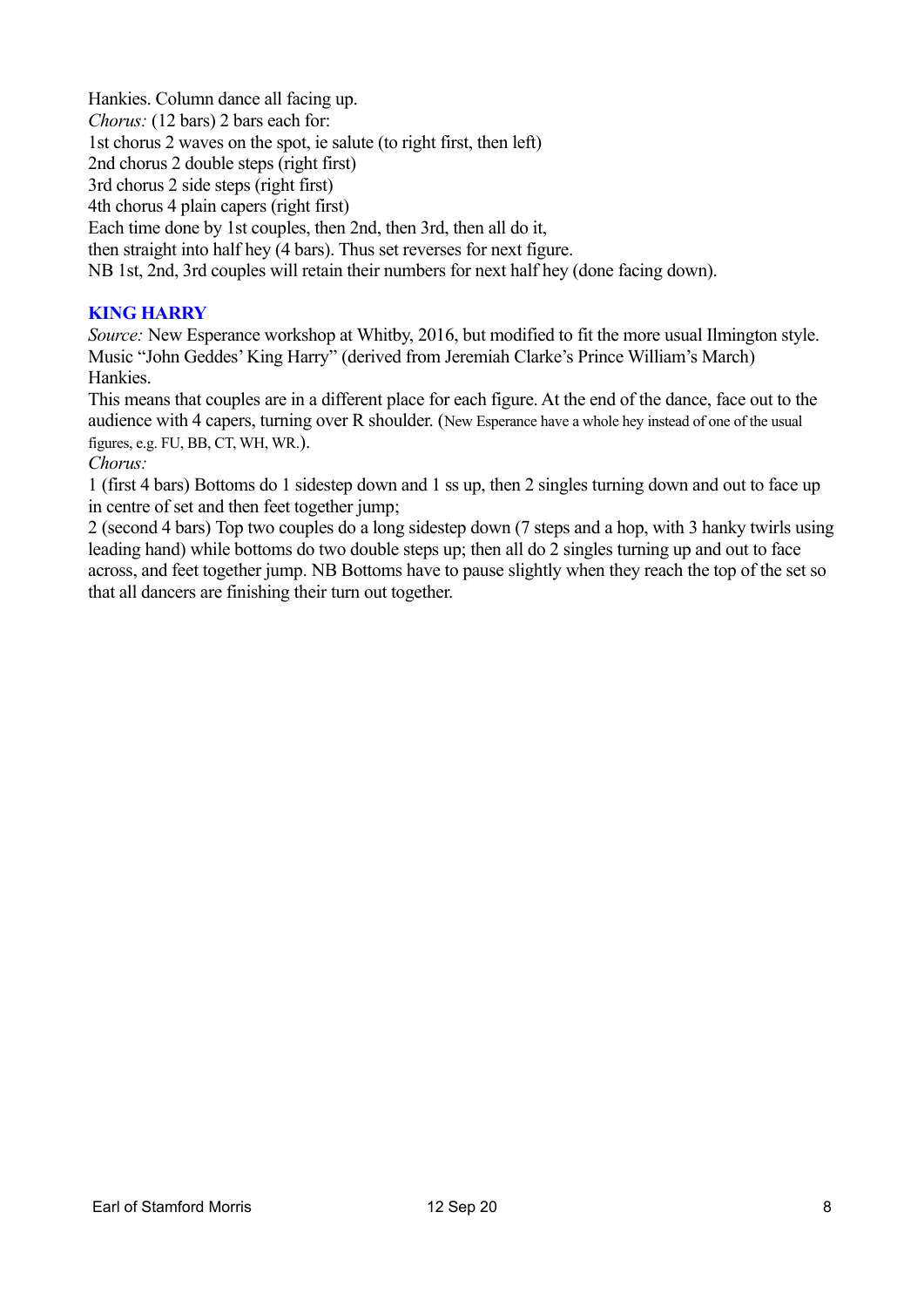Hankies. Column dance all facing up.
*Chorus:* (12 bars) 2 bars each for:
1st chorus 2 waves on the spot, ie salute (to right first, then left)
2nd chorus 2 double steps (right first)
3rd chorus 2 side steps (right first)
4th chorus 4 plain capers (right first)
Each time done by 1st couples, then 2nd, then 3rd, then all do it,
then straight into half hey (4 bars). Thus set reverses for next figure.
NB 1st, 2nd, 3rd couples will retain their numbers for next half hey (done facing down).

## KING HARRY

*Source:* New Esperance workshop at Whitby, 2016, but modified to fit the more usual Ilmington style.
Music "John Geddes' King Harry" (derived from Jeremiah Clarke's Prince William's March)
Hankies.
This means that couples are in a different place for each figure. At the end of the dance, face out to the audience with 4 capers, turning over R shoulder. (New Esperance have a whole hey instead of one of the usual figures, e.g. FU, BB, CT, WH, WR.).
*Chorus:*
1 (first 4 bars) Bottoms do 1 sidestep down and 1 ss up, then 2 singles turning down and out to face up in centre of set and then feet together jump;
2 (second 4 bars) Top two couples do a long sidestep down (7 steps and a hop, with 3 hanky twirls using leading hand) while bottoms do two double steps up; then all do 2 singles turning up and out to face across, and feet together jump. NB Bottoms have to pause slightly when they reach the top of the set so that all dancers are finishing their turn out together.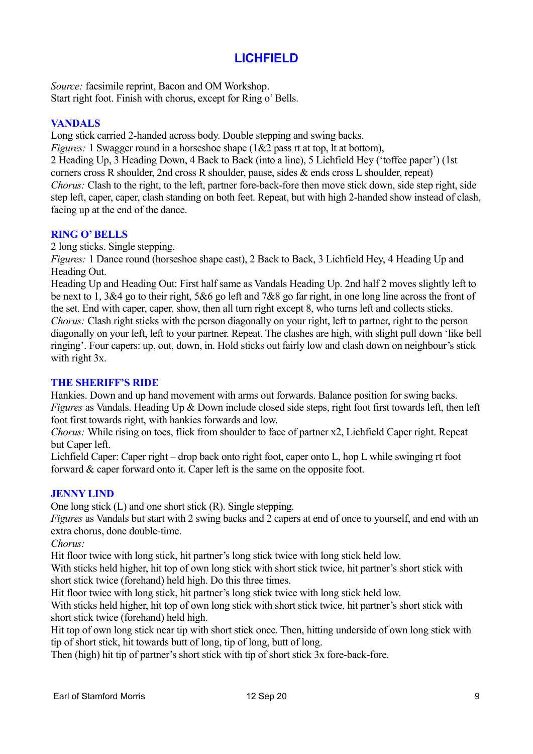# LICHFIELD

*Source:* facsimile reprint, Bacon and OM Workshop.
Start right foot. Finish with chorus, except for Ring o' Bells.

## VANDALS

Long stick carried 2-handed across body. Double stepping and swing backs.
*Figures:* 1 Swagger round in a horseshoe shape (1&2 pass rt at top, lt at bottom),
2 Heading Up, 3 Heading Down, 4 Back to Back (into a line), 5 Lichfield Hey ('toffee paper') (1st corners cross R shoulder, 2nd cross R shoulder, pause, sides & ends cross L shoulder, repeat)
*Chorus:* Clash to the right, to the left, partner fore-back-fore then move stick down, side step right, side step left, caper, caper, clash standing on both feet. Repeat, but with high 2-handed show instead of clash, facing up at the end of the dance.

## RING O' BELLS

2 long sticks. Single stepping.
*Figures:* 1 Dance round (horseshoe shape cast), 2 Back to Back, 3 Lichfield Hey, 4 Heading Up and Heading Out.
Heading Up and Heading Out: First half same as Vandals Heading Up. 2nd half 2 moves slightly left to be next to 1, 3&4 go to their right, 5&6 go left and 7&8 go far right, in one long line across the front of the set. End with caper, caper, show, then all turn right except 8, who turns left and collects sticks.
*Chorus:* Clash right sticks with the person diagonally on your right, left to partner, right to the person diagonally on your left, left to your partner. Repeat. The clashes are high, with slight pull down 'like bell ringing'. Four capers: up, out, down, in. Hold sticks out fairly low and clash down on neighbour's stick with right 3x.

## THE SHERIFF'S RIDE

Hankies. Down and up hand movement with arms out forwards. Balance position for swing backs.
*Figures* as Vandals. Heading Up & Down include closed side steps, right foot first towards left, then left foot first towards right, with hankies forwards and low.
*Chorus:* While rising on toes, flick from shoulder to face of partner x2, Lichfield Caper right. Repeat but Caper left.
Lichfield Caper: Caper right – drop back onto right foot, caper onto L, hop L while swinging rt foot forward & caper forward onto it. Caper left is the same on the opposite foot.

## JENNY LIND

One long stick (L) and one short stick (R). Single stepping.
*Figures* as Vandals but start with 2 swing backs and 2 capers at end of once to yourself, and end with an extra chorus, done double-time.
*Chorus:*
Hit floor twice with long stick, hit partner's long stick twice with long stick held low.
With sticks held higher, hit top of own long stick with short stick twice, hit partner's short stick with short stick twice (forehand) held high. Do this three times.
Hit floor twice with long stick, hit partner's long stick twice with long stick held low.
With sticks held higher, hit top of own long stick with short stick twice, hit partner's short stick with short stick twice (forehand) held high.
Hit top of own long stick near tip with short stick once. Then, hitting underside of own long stick with tip of short stick, hit towards butt of long, tip of long, butt of long.
Then (high) hit tip of partner's short stick with tip of short stick 3x fore-back-fore.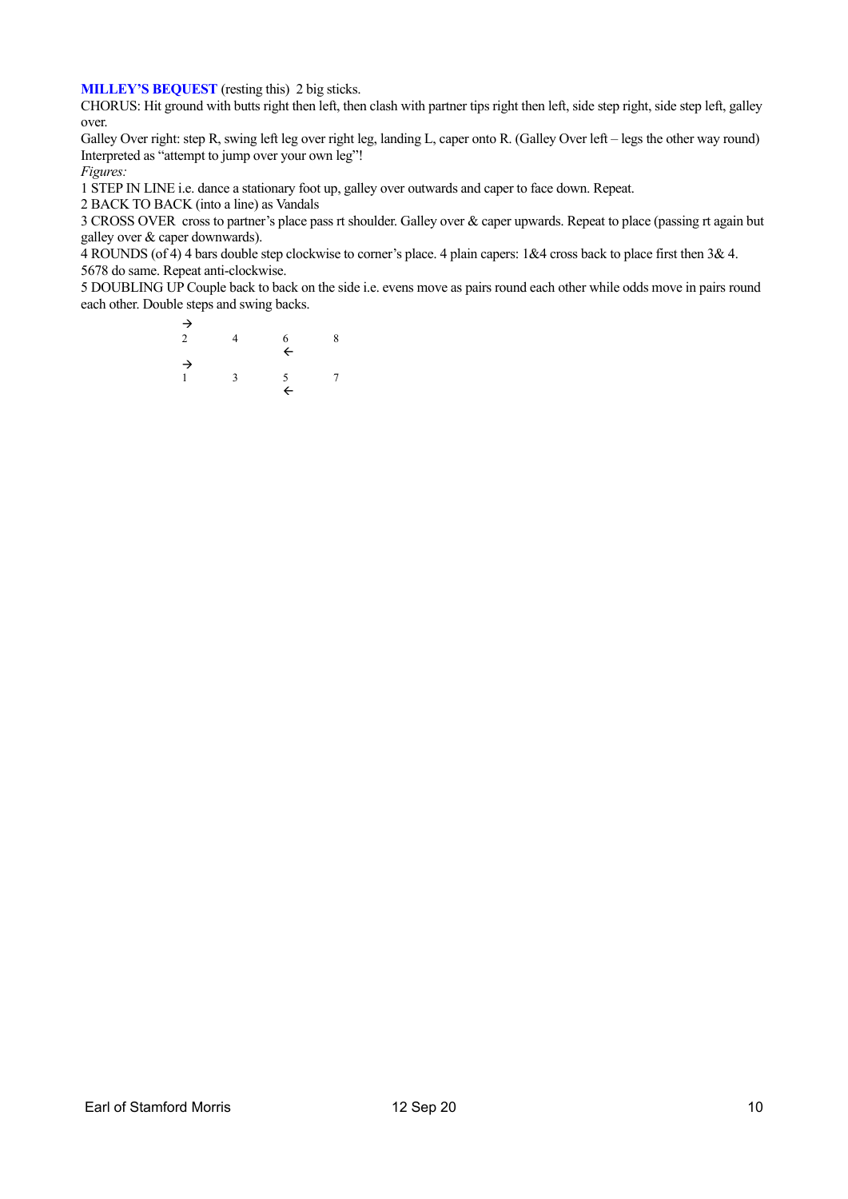**MILLEY'S BEQUEST** (resting this)  2 big sticks.

CHORUS: Hit ground with butts right then left, then clash with partner tips right then left, side step right, side step left, galley over.

Galley Over right: step R, swing left leg over right leg, landing L, caper onto R. (Galley Over left – legs the other way round) Interpreted as "attempt to jump over your own leg"!

*Figures:*

1 STEP IN LINE i.e. dance a stationary foot up, galley over outwards and caper to face down. Repeat.

2 BACK TO BACK (into a line) as Vandals

3 CROSS OVER  cross to partner's place pass rt shoulder. Galley over & caper upwards. Repeat to place (passing rt again but galley over & caper downwards).

4 ROUNDS (of 4) 4 bars double step clockwise to corner's place. 4 plain capers: 1&4 cross back to place first then 3& 4. 5678 do same. Repeat anti-clockwise.

5 DOUBLING UP Couple back to back on the side i.e. evens move as pairs round each other while odds move in pairs round each other. Double steps and swing backs.

```
→
2      4      6      8
              ←
→
1      3      5      7
              ←
```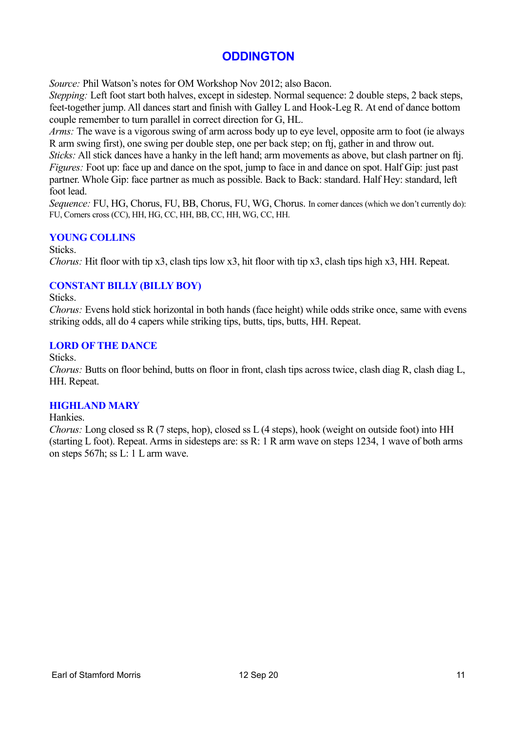# ODDINGTON

*Source:* Phil Watson's notes for OM Workshop Nov 2012; also Bacon.
*Stepping:* Left foot start both halves, except in sidestep. Normal sequence: 2 double steps, 2 back steps, feet-together jump. All dances start and finish with Galley L and Hook-Leg R. At end of dance bottom couple remember to turn parallel in correct direction for G, HL.
*Arms:* The wave is a vigorous swing of arm across body up to eye level, opposite arm to foot (ie always R arm swing first), one swing per double step, one per back step; on ftj, gather in and throw out.
*Sticks:* All stick dances have a hanky in the left hand; arm movements as above, but clash partner on ftj.
*Figures:* Foot up: face up and dance on the spot, jump to face in and dance on spot. Half Gip: just past partner. Whole Gip: face partner as much as possible. Back to Back: standard. Half Hey: standard, left foot lead.
*Sequence:* FU, HG, Chorus, FU, BB, Chorus, FU, WG, Chorus. In corner dances (which we don't currently do): FU, Corners cross (CC), HH, HG, CC, HH, BB, CC, HH, WG, CC, HH.

## YOUNG COLLINS

Sticks.
*Chorus:* Hit floor with tip x3, clash tips low x3, hit floor with tip x3, clash tips high x3, HH. Repeat.

## CONSTANT BILLY (BILLY BOY)

Sticks.
*Chorus:* Evens hold stick horizontal in both hands (face height) while odds strike once, same with evens striking odds, all do 4 capers while striking tips, butts, tips, butts, HH. Repeat.

## LORD OF THE DANCE

Sticks.
*Chorus:* Butts on floor behind, butts on floor in front, clash tips across twice, clash diag R, clash diag L, HH. Repeat.

## HIGHLAND MARY

Hankies.
*Chorus:* Long closed ss R (7 steps, hop), closed ss L (4 steps), hook (weight on outside foot) into HH (starting L foot). Repeat. Arms in sidesteps are: ss R: 1 R arm wave on steps 1234, 1 wave of both arms on steps 567h; ss L: 1 L arm wave.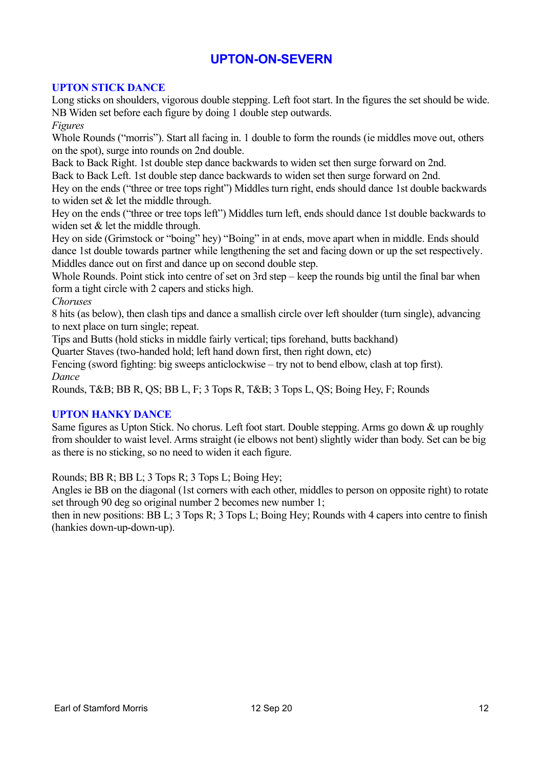# UPTON-ON-SEVERN

## UPTON STICK DANCE

Long sticks on shoulders, vigorous double stepping. Left foot start. In the figures the set should be wide. NB Widen set before each figure by doing 1 double step outwards.

*Figures*

Whole Rounds ("morris"). Start all facing in. 1 double to form the rounds (ie middles move out, others on the spot), surge into rounds on 2nd double.

Back to Back Right. 1st double step dance backwards to widen set then surge forward on 2nd.

Back to Back Left. 1st double step dance backwards to widen set then surge forward on 2nd.

Hey on the ends ("three or tree tops right") Middles turn right, ends should dance 1st double backwards to widen set & let the middle through.

Hey on the ends ("three or tree tops left") Middles turn left, ends should dance 1st double backwards to widen set & let the middle through.

Hey on side (Grimstock or "boing" hey) "Boing" in at ends, move apart when in middle. Ends should dance 1st double towards partner while lengthening the set and facing down or up the set respectively. Middles dance out on first and dance up on second double step.

Whole Rounds. Point stick into centre of set on 3rd step – keep the rounds big until the final bar when form a tight circle with 2 capers and sticks high.

*Choruses*

8 hits (as below), then clash tips and dance a smallish circle over left shoulder (turn single), advancing to next place on turn single; repeat.

Tips and Butts (hold sticks in middle fairly vertical; tips forehand, butts backhand)

Quarter Staves (two-handed hold; left hand down first, then right down, etc)

Fencing (sword fighting: big sweeps anticlockwise – try not to bend elbow, clash at top first).

*Dance*

Rounds, T&B; BB R, QS; BB L, F; 3 Tops R, T&B; 3 Tops L, QS; Boing Hey, F; Rounds

## UPTON HANKY DANCE

Same figures as Upton Stick. No chorus. Left foot start. Double stepping. Arms go down & up roughly from shoulder to waist level. Arms straight (ie elbows not bent) slightly wider than body. Set can be big as there is no sticking, so no need to widen it each figure.

Rounds; BB R; BB L; 3 Tops R; 3 Tops L; Boing Hey;

Angles ie BB on the diagonal (1st corners with each other, middles to person on opposite right) to rotate set through 90 deg so original number 2 becomes new number 1;

then in new positions: BB L; 3 Tops R; 3 Tops L; Boing Hey; Rounds with 4 capers into centre to finish (hankies down-up-down-up).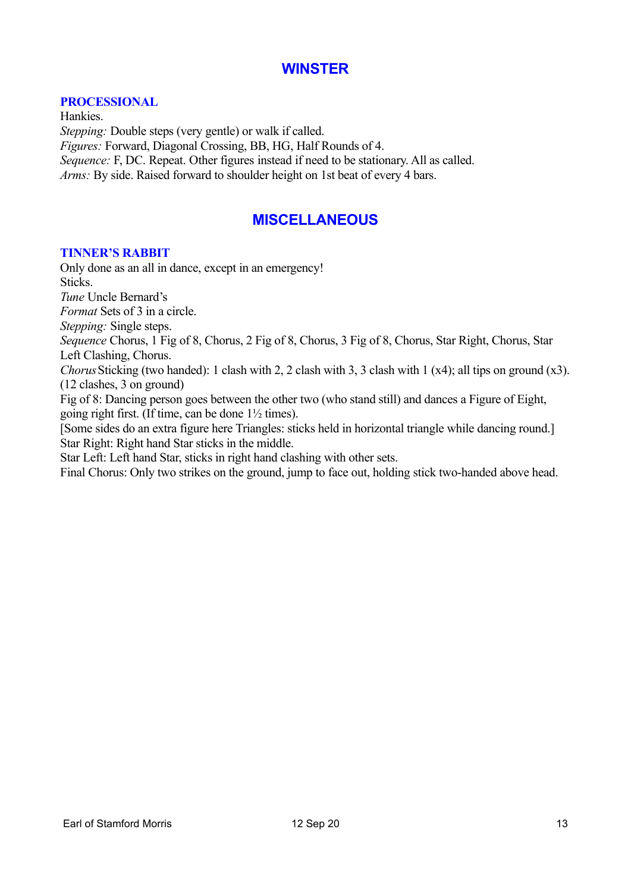## WINSTER

### PROCESSIONAL

Hankies.

*Stepping:* Double steps (very gentle) or walk if called.

*Figures:* Forward, Diagonal Crossing, BB, HG, Half Rounds of 4.

*Sequence:* F, DC. Repeat. Other figures instead if need to be stationary. All as called.

*Arms:* By side. Raised forward to shoulder height on 1st beat of every 4 bars.

## MISCELLANEOUS

### TINNER'S RABBIT

Only done as an all in dance, except in an emergency!

Sticks.

*Tune* Uncle Bernard's

*Format* Sets of 3 in a circle.

*Stepping:* Single steps.

*Sequence* Chorus, 1 Fig of 8, Chorus, 2 Fig of 8, Chorus, 3 Fig of 8, Chorus, Star Right, Chorus, Star Left Clashing, Chorus.

*Chorus* Sticking (two handed): 1 clash with 2, 2 clash with 3, 3 clash with 1 (x4); all tips on ground (x3). (12 clashes, 3 on ground)

Fig of 8: Dancing person goes between the other two (who stand still) and dances a Figure of Eight, going right first. (If time, can be done 1½ times).

[Some sides do an extra figure here Triangles: sticks held in horizontal triangle while dancing round.]

Star Right: Right hand Star sticks in the middle.

Star Left: Left hand Star, sticks in right hand clashing with other sets.

Final Chorus: Only two strikes on the ground, jump to face out, holding stick two-handed above head.